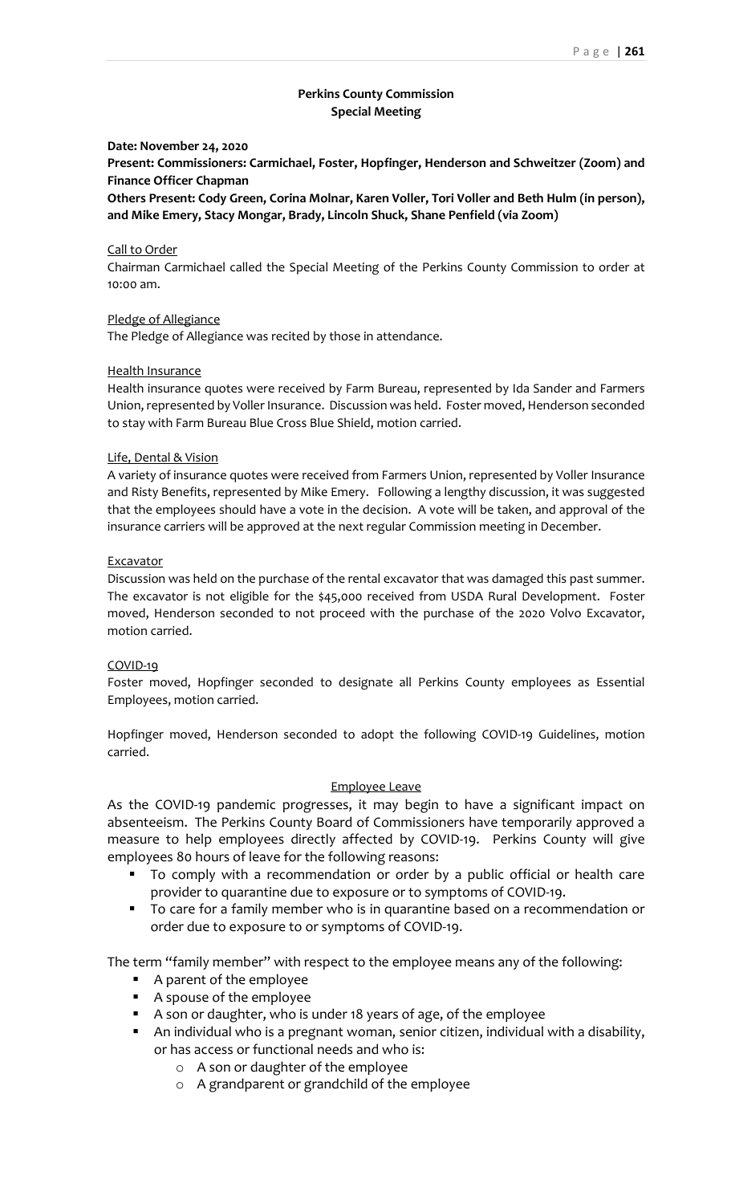**Perkins County Commission**
**Special Meeting**

**Date: November 24, 2020**

**Present: Commissioners: Carmichael, Foster, Hopfinger, Henderson and Schweitzer (Zoom) and Finance Officer Chapman**

**Others Present: Cody Green, Corina Molnar, Karen Voller, Tori Voller and Beth Hulm (in person), and Mike Emery, Stacy Mongar, Brady, Lincoln Shuck, Shane Penfield (via Zoom)**

Call to Order

Chairman Carmichael called the Special Meeting of the Perkins County Commission to order at 10:00 am.

Pledge of Allegiance

The Pledge of Allegiance was recited by those in attendance.

Health Insurance

Health insurance quotes were received by Farm Bureau, represented by Ida Sander and Farmers Union, represented by Voller Insurance. Discussion was held. Foster moved, Henderson seconded to stay with Farm Bureau Blue Cross Blue Shield, motion carried.

Life, Dental & Vision

A variety of insurance quotes were received from Farmers Union, represented by Voller Insurance and Risty Benefits, represented by Mike Emery. Following a lengthy discussion, it was suggested that the employees should have a vote in the decision. A vote will be taken, and approval of the insurance carriers will be approved at the next regular Commission meeting in December.

Excavator

Discussion was held on the purchase of the rental excavator that was damaged this past summer. The excavator is not eligible for the $45,000 received from USDA Rural Development. Foster moved, Henderson seconded to not proceed with the purchase of the 2020 Volvo Excavator, motion carried.

COVID-19

Foster moved, Hopfinger seconded to designate all Perkins County employees as Essential Employees, motion carried.

Hopfinger moved, Henderson seconded to adopt the following COVID-19 Guidelines, motion carried.

Employee Leave

As the COVID-19 pandemic progresses, it may begin to have a significant impact on absenteeism. The Perkins County Board of Commissioners have temporarily approved a measure to help employees directly affected by COVID-19. Perkins County will give employees 80 hours of leave for the following reasons:

- To comply with a recommendation or order by a public official or health care provider to quarantine due to exposure or to symptoms of COVID-19.
- To care for a family member who is in quarantine based on a recommendation or order due to exposure to or symptoms of COVID-19.

The term "family member" with respect to the employee means any of the following:

- A parent of the employee
- A spouse of the employee
- A son or daughter, who is under 18 years of age, of the employee
- An individual who is a pregnant woman, senior citizen, individual with a disability, or has access or functional needs and who is:
  - A son or daughter of the employee
  - A grandparent or grandchild of the employee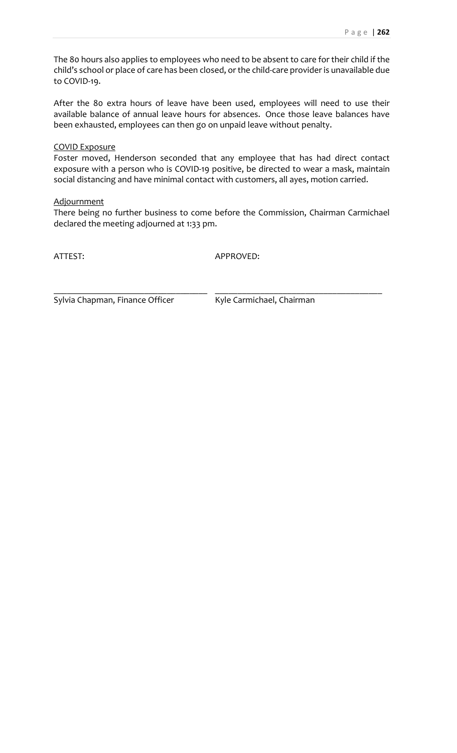The 80 hours also applies to employees who need to be absent to care for their child if the child's school or place of care has been closed, or the child-care provider is unavailable due to COVID-19.

After the 80 extra hours of leave have been used, employees will need to use their available balance of annual leave hours for absences. Once those leave balances have been exhausted, employees can then go on unpaid leave without penalty.

<u>COVID Exposure</u>
Foster moved, Henderson seconded that any employee that has had direct contact exposure with a person who is COVID-19 positive, be directed to wear a mask, maintain social distancing and have minimal contact with customers, all ayes, motion carried.

<u>Adjournment</u>
There being no further business to come before the Commission, Chairman Carmichael declared the meeting adjourned at 1:33 pm.

ATTEST: APPROVED:

\_\_\_\_\_\_\_\_\_\_\_\_\_\_\_\_\_\_\_\_\_\_\_\_\_\_\_\_\_\_\_\_\_\_ \_\_\_\_\_\_\_\_\_\_\_\_\_\_\_\_\_\_\_\_\_\_\_\_\_\_\_\_\_\_\_\_\_\_\_\_\_\_

Sylvia Chapman, Finance Officer Kyle Carmichael, Chairman